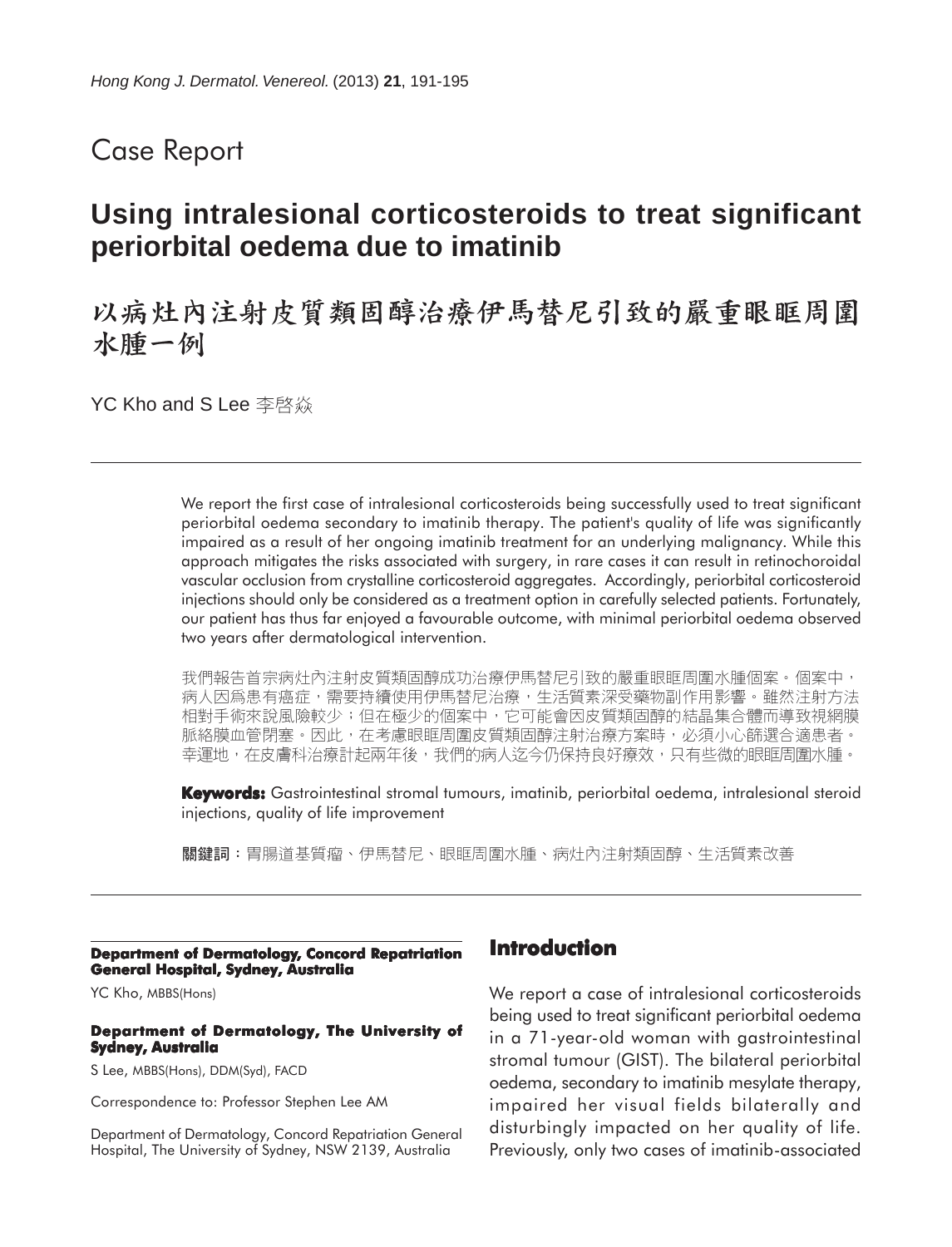Case Report

# Using intralesional corticosteroids to treat significant periorbital oedema due to imatinib

# 以病灶內注射皮質類固醇治療伊馬替尼引致的嚴重眼眶周圍水腫一例

YC Kho and S Lee 李啓焱

We report the first case of intralesional corticosteroids being successfully used to treat significant periorbital oedema secondary to imatinib therapy. The patient's quality of life was significantly impaired as a result of her ongoing imatinib treatment for an underlying malignancy. While this approach mitigates the risks associated with surgery, in rare cases it can result in retinochoroidal vascular occlusion from crystalline corticosteroid aggregates. Accordingly, periorbital corticosteroid injections should only be considered as a treatment option in carefully selected patients. Fortunately, our patient has thus far enjoyed a favourable outcome, with minimal periorbital oedema observed two years after dermatological intervention.

我們報告首宗病灶內注射皮質類固醇成功治療伊馬替尼引致的嚴重眼眶周圍水腫個案。個案中，病人因爲患有癌症，需要持續使用伊馬替尼治療，生活質素深受藥物副作用影響。雖然注射方法相對手術來說風險較少；但在極少的個案中，它可能會因皮質類固醇的結晶集合體而導致視網膜脈絡膜血管閉塞。因此，在考慮眼眶周圍皮質類固醇注射治療方案時，必須小心篩選合適患者。幸運地，在皮膚科治療計起兩年後，我們的病人迄今仍保持良好療效，只有些微的眼眶周圍水腫。

**Keywords:** Gastrointestinal stromal tumours, imatinib, periorbital oedema, intralesional steroid injections, quality of life improvement

**關鍵詞**：胃腸道基質瘤、伊馬替尼、眼眶周圍水腫、病灶內注射類固醇、生活質素改善

**Department of Dermatology, Concord Repatriation General Hospital, Sydney, Australia**

YC Kho, MBBS(Hons)

**Department of Dermatology, The University of Sydney, Australia**

S Lee, MBBS(Hons), DDM(Syd), FACD

Correspondence to: Professor Stephen Lee AM

Department of Dermatology, Concord Repatriation General Hospital, The University of Sydney, NSW 2139, Australia

## Introduction

We report a case of intralesional corticosteroids being used to treat significant periorbital oedema in a 71-year-old woman with gastrointestinal stromal tumour (GIST). The bilateral periorbital oedema, secondary to imatinib mesylate therapy, impaired her visual fields bilaterally and disturbingly impacted on her quality of life. Previously, only two cases of imatinib-associated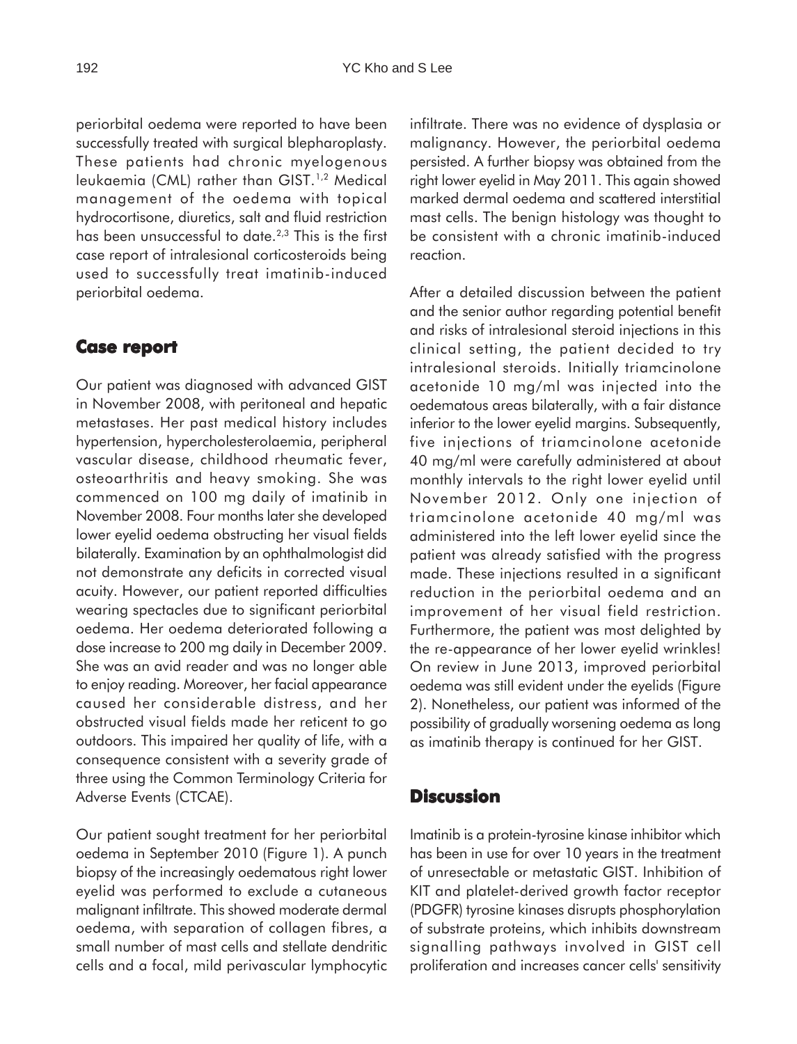periorbital oedema were reported to have been successfully treated with surgical blepharoplasty. These patients had chronic myelogenous leukaemia (CML) rather than GIST.[1,2] Medical management of the oedema with topical hydrocortisone, diuretics, salt and fluid restriction has been unsuccessful to date.[2,3] This is the first case report of intralesional corticosteroids being used to successfully treat imatinib-induced periorbital oedema.

## Case report

Our patient was diagnosed with advanced GIST in November 2008, with peritoneal and hepatic metastases. Her past medical history includes hypertension, hypercholesterolaemia, peripheral vascular disease, childhood rheumatic fever, osteoarthritis and heavy smoking. She was commenced on 100 mg daily of imatinib in November 2008. Four months later she developed lower eyelid oedema obstructing her visual fields bilaterally. Examination by an ophthalmologist did not demonstrate any deficits in corrected visual acuity. However, our patient reported difficulties wearing spectacles due to significant periorbital oedema. Her oedema deteriorated following a dose increase to 200 mg daily in December 2009. She was an avid reader and was no longer able to enjoy reading. Moreover, her facial appearance caused her considerable distress, and her obstructed visual fields made her reticent to go outdoors. This impaired her quality of life, with a consequence consistent with a severity grade of three using the Common Terminology Criteria for Adverse Events (CTCAE).

Our patient sought treatment for her periorbital oedema in September 2010 (Figure 1). A punch biopsy of the increasingly oedematous right lower eyelid was performed to exclude a cutaneous malignant infiltrate. This showed moderate dermal oedema, with separation of collagen fibres, a small number of mast cells and stellate dendritic cells and a focal, mild perivascular lymphocytic infiltrate. There was no evidence of dysplasia or malignancy. However, the periorbital oedema persisted. A further biopsy was obtained from the right lower eyelid in May 2011. This again showed marked dermal oedema and scattered interstitial mast cells. The benign histology was thought to be consistent with a chronic imatinib-induced reaction.

After a detailed discussion between the patient and the senior author regarding potential benefit and risks of intralesional steroid injections in this clinical setting, the patient decided to try intralesional steroids. Initially triamcinolone acetonide 10 mg/ml was injected into the oedematous areas bilaterally, with a fair distance inferior to the lower eyelid margins. Subsequently, five injections of triamcinolone acetonide 40 mg/ml were carefully administered at about monthly intervals to the right lower eyelid until November 2012. Only one injection of triamcinolone acetonide 40 mg/ml was administered into the left lower eyelid since the patient was already satisfied with the progress made. These injections resulted in a significant reduction in the periorbital oedema and an improvement of her visual field restriction. Furthermore, the patient was most delighted by the re-appearance of her lower eyelid wrinkles! On review in June 2013, improved periorbital oedema was still evident under the eyelids (Figure 2). Nonetheless, our patient was informed of the possibility of gradually worsening oedema as long as imatinib therapy is continued for her GIST.

## Discussion

Imatinib is a protein-tyrosine kinase inhibitor which has been in use for over 10 years in the treatment of unresectable or metastatic GIST. Inhibition of KIT and platelet-derived growth factor receptor (PDGFR) tyrosine kinases disrupts phosphorylation of substrate proteins, which inhibits downstream signalling pathways involved in GIST cell proliferation and increases cancer cells' sensitivity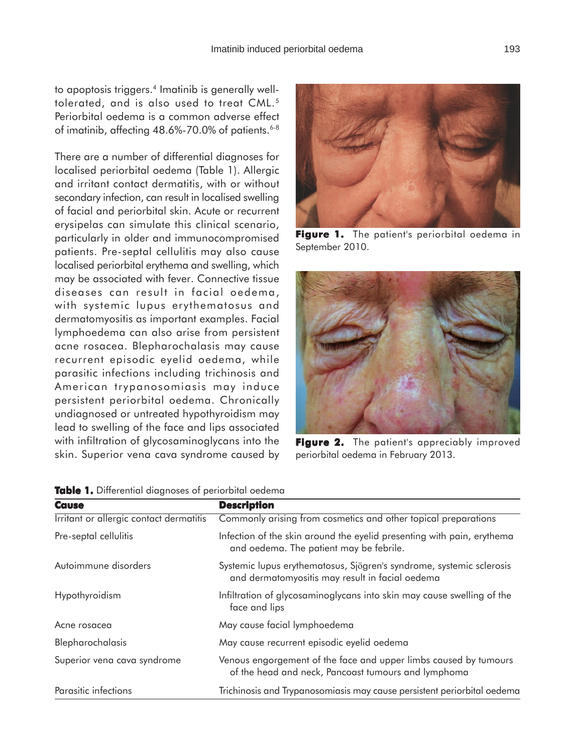to apoptosis triggers.[4] Imatinib is generally well-tolerated, and is also used to treat CML.[5] Periorbital oedema is a common adverse effect of imatinib, affecting 48.6%-70.0% of patients.[6-8]

There are a number of differential diagnoses for localised periorbital oedema (Table 1). Allergic and irritant contact dermatitis, with or without secondary infection, can result in localised swelling of facial and periorbital skin. Acute or recurrent erysipelas can simulate this clinical scenario, particularly in older and immunocompromised patients. Pre-septal cellulitis may also cause localised periorbital erythema and swelling, which may be associated with fever. Connective tissue diseases can result in facial oedema, with systemic lupus erythematosus and dermatomyositis as important examples. Facial lymphoedema can also arise from persistent acne rosacea. Blepharochalasis may cause recurrent episodic eyelid oedema, while parasitic infections including trichinosis and American trypanosomiasis may induce persistent periorbital oedema. Chronically undiagnosed or untreated hypothyroidism may lead to swelling of the face and lips associated with infiltration of glycosaminoglycans into the skin. Superior vena cava syndrome caused by

**Figure 1.** The patient's periorbital oedema in September 2010.

**Figure 2.** The patient's appreciably improved periorbital oedema in February 2013.

**Table 1.** Differential diagnoses of periorbital oedema

| Cause | Description |
|---|---|
| Irritant or allergic contact dermatitis | Commonly arising from cosmetics and other topical preparations |
| Pre-septal cellulitis | Infection of the skin around the eyelid presenting with pain, erythema and oedema. The patient may be febrile. |
| Autoimmune disorders | Systemic lupus erythematosus, Sjögren's syndrome, systemic sclerosis and dermatomyositis may result in facial oedema |
| Hypothyroidism | Infiltration of glycosaminoglycans into skin may cause swelling of the face and lips |
| Acne rosacea | May cause facial lymphoedema |
| Blepharochalasis | May cause recurrent episodic eyelid oedema |
| Superior vena cava syndrome | Venous engorgement of the face and upper limbs caused by tumours of the head and neck, Pancoast tumours and lymphoma |
| Parasitic infections | Trichinosis and Trypanosomiasis may cause persistent periorbital oedema |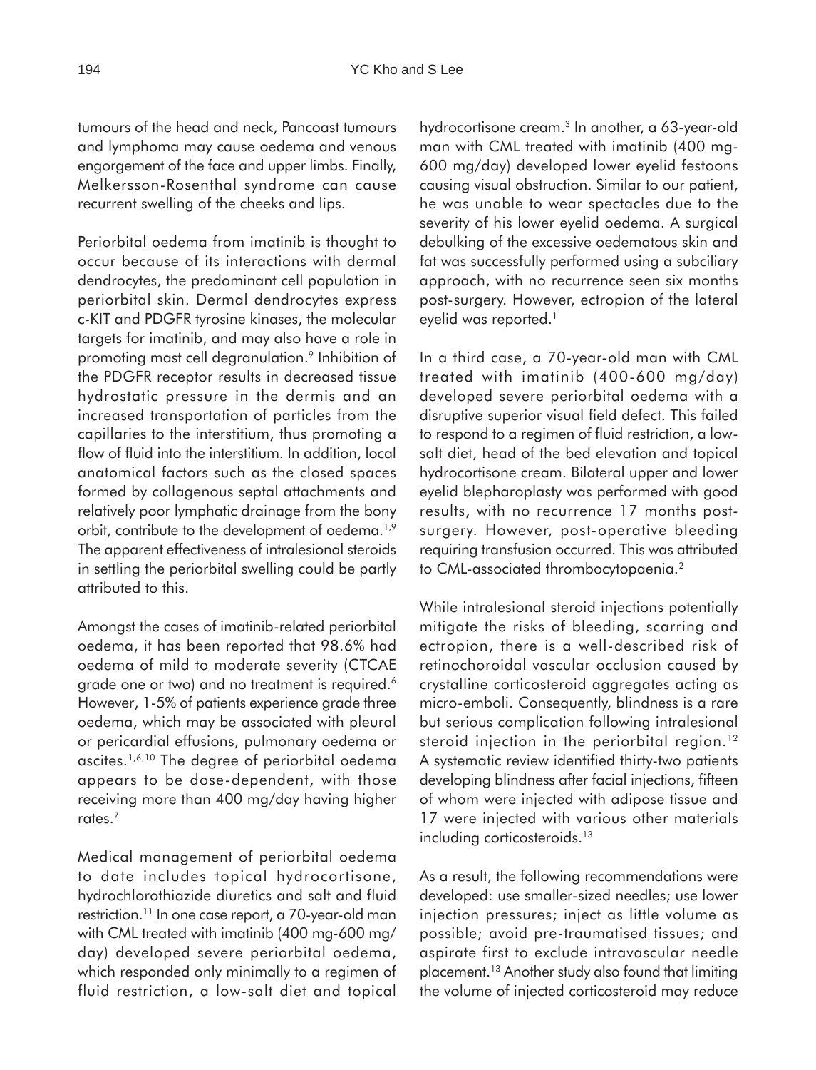tumours of the head and neck, Pancoast tumours and lymphoma may cause oedema and venous engorgement of the face and upper limbs. Finally, Melkersson-Rosenthal syndrome can cause recurrent swelling of the cheeks and lips.

Periorbital oedema from imatinib is thought to occur because of its interactions with dermal dendrocytes, the predominant cell population in periorbital skin. Dermal dendrocytes express c-KIT and PDGFR tyrosine kinases, the molecular targets for imatinib, and may also have a role in promoting mast cell degranulation.[9] Inhibition of the PDGFR receptor results in decreased tissue hydrostatic pressure in the dermis and an increased transportation of particles from the capillaries to the interstitium, thus promoting a flow of fluid into the interstitium. In addition, local anatomical factors such as the closed spaces formed by collagenous septal attachments and relatively poor lymphatic drainage from the bony orbit, contribute to the development of oedema.[1,9] The apparent effectiveness of intralesional steroids in settling the periorbital swelling could be partly attributed to this.

Amongst the cases of imatinib-related periorbital oedema, it has been reported that 98.6% had oedema of mild to moderate severity (CTCAE grade one or two) and no treatment is required.[6] However, 1-5% of patients experience grade three oedema, which may be associated with pleural or pericardial effusions, pulmonary oedema or ascites.[1,6,10] The degree of periorbital oedema appears to be dose-dependent, with those receiving more than 400 mg/day having higher rates.[7]

Medical management of periorbital oedema to date includes topical hydrocortisone, hydrochlorothiazide diuretics and salt and fluid restriction.[11] In one case report, a 70-year-old man with CML treated with imatinib (400 mg-600 mg/day) developed severe periorbital oedema, which responded only minimally to a regimen of fluid restriction, a low-salt diet and topical hydrocortisone cream.[3] In another, a 63-year-old man with CML treated with imatinib (400 mg-600 mg/day) developed lower eyelid festoons causing visual obstruction. Similar to our patient, he was unable to wear spectacles due to the severity of his lower eyelid oedema. A surgical debulking of the excessive oedematous skin and fat was successfully performed using a subciliary approach, with no recurrence seen six months post-surgery. However, ectropion of the lateral eyelid was reported.[1]

In a third case, a 70-year-old man with CML treated with imatinib (400-600 mg/day) developed severe periorbital oedema with a disruptive superior visual field defect. This failed to respond to a regimen of fluid restriction, a low-salt diet, head of the bed elevation and topical hydrocortisone cream. Bilateral upper and lower eyelid blepharoplasty was performed with good results, with no recurrence 17 months post-surgery. However, post-operative bleeding requiring transfusion occurred. This was attributed to CML-associated thrombocytopaenia.[2]

While intralesional steroid injections potentially mitigate the risks of bleeding, scarring and ectropion, there is a well-described risk of retinochoroidal vascular occlusion caused by crystalline corticosteroid aggregates acting as micro-emboli. Consequently, blindness is a rare but serious complication following intralesional steroid injection in the periorbital region.[12] A systematic review identified thirty-two patients developing blindness after facial injections, fifteen of whom were injected with adipose tissue and 17 were injected with various other materials including corticosteroids.[13]

As a result, the following recommendations were developed: use smaller-sized needles; use lower injection pressures; inject as little volume as possible; avoid pre-traumatised tissues; and aspirate first to exclude intravascular needle placement.[13] Another study also found that limiting the volume of injected corticosteroid may reduce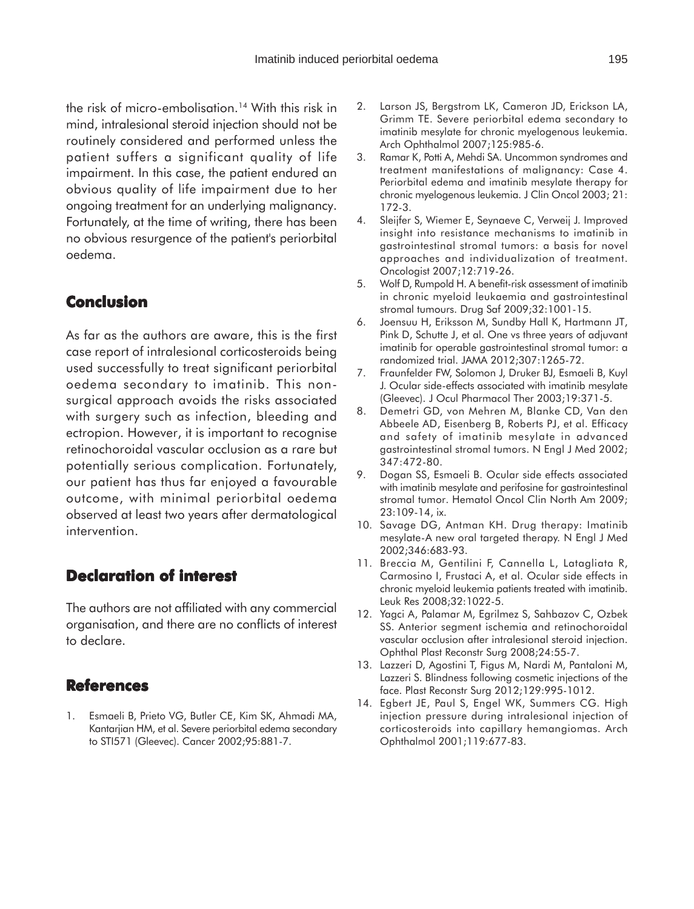the risk of micro-embolisation.[14] With this risk in mind, intralesional steroid injection should not be routinely considered and performed unless the patient suffers a significant quality of life impairment. In this case, the patient endured an obvious quality of life impairment due to her ongoing treatment for an underlying malignancy. Fortunately, at the time of writing, there has been no obvious resurgence of the patient's periorbital oedema.

## Conclusion

As far as the authors are aware, this is the first case report of intralesional corticosteroids being used successfully to treat significant periorbital oedema secondary to imatinib. This non-surgical approach avoids the risks associated with surgery such as infection, bleeding and ectropion. However, it is important to recognise retinochoroidal vascular occlusion as a rare but potentially serious complication. Fortunately, our patient has thus far enjoyed a favourable outcome, with minimal periorbital oedema observed at least two years after dermatological intervention.

## Declaration of interest

The authors are not affiliated with any commercial organisation, and there are no conflicts of interest to declare.

## References

1. Esmaeli B, Prieto VG, Butler CE, Kim SK, Ahmadi MA, Kantarjian HM, et al. Severe periorbital edema secondary to STI571 (Gleevec). Cancer 2002;95:881-7.
2. Larson JS, Bergstrom LK, Cameron JD, Erickson LA, Grimm TE. Severe periorbital edema secondary to imatinib mesylate for chronic myelogenous leukemia. Arch Ophthalmol 2007;125:985-6.
3. Ramar K, Potti A, Mehdi SA. Uncommon syndromes and treatment manifestations of malignancy: Case 4. Periorbital edema and imatinib mesylate therapy for chronic myelogenous leukemia. J Clin Oncol 2003; 21: 172-3.
4. Sleijfer S, Wiemer E, Seynaeve C, Verweij J. Improved insight into resistance mechanisms to imatinib in gastrointestinal stromal tumors: a basis for novel approaches and individualization of treatment. Oncologist 2007;12:719-26.
5. Wolf D, Rumpold H. A benefit-risk assessment of imatinib in chronic myeloid leukaemia and gastrointestinal stromal tumours. Drug Saf 2009;32:1001-15.
6. Joensuu H, Eriksson M, Sundby Hall K, Hartmann JT, Pink D, Schutte J, et al. One vs three years of adjuvant imatinib for operable gastrointestinal stromal tumor: a randomized trial. JAMA 2012;307:1265-72.
7. Fraunfelder FW, Solomon J, Druker BJ, Esmaeli B, Kuyl J. Ocular side-effects associated with imatinib mesylate (Gleevec). J Ocul Pharmacol Ther 2003;19:371-5.
8. Demetri GD, von Mehren M, Blanke CD, Van den Abbeele AD, Eisenberg B, Roberts PJ, et al. Efficacy and safety of imatinib mesylate in advanced gastrointestinal stromal tumors. N Engl J Med 2002; 347:472-80.
9. Dogan SS, Esmaeli B. Ocular side effects associated with imatinib mesylate and perifosine for gastrointestinal stromal tumor. Hematol Oncol Clin North Am 2009; 23:109-14, ix.
10. Savage DG, Antman KH. Drug therapy: Imatinib mesylate-A new oral targeted therapy. N Engl J Med 2002;346:683-93.
11. Breccia M, Gentilini F, Cannella L, Latagliata R, Carmosino I, Frustaci A, et al. Ocular side effects in chronic myeloid leukemia patients treated with imatinib. Leuk Res 2008;32:1022-5.
12. Yagci A, Palamar M, Egrilmez S, Sahbazov C, Ozbek SS. Anterior segment ischemia and retinochoroidal vascular occlusion after intralesional steroid injection. Ophthal Plast Reconstr Surg 2008;24:55-7.
13. Lazzeri D, Agostini T, Figus M, Nardi M, Pantaloni M, Lazzeri S. Blindness following cosmetic injections of the face. Plast Reconstr Surg 2012;129:995-1012.
14. Egbert JE, Paul S, Engel WK, Summers CG. High injection pressure during intralesional injection of corticosteroids into capillary hemangiomas. Arch Ophthalmol 2001;119:677-83.